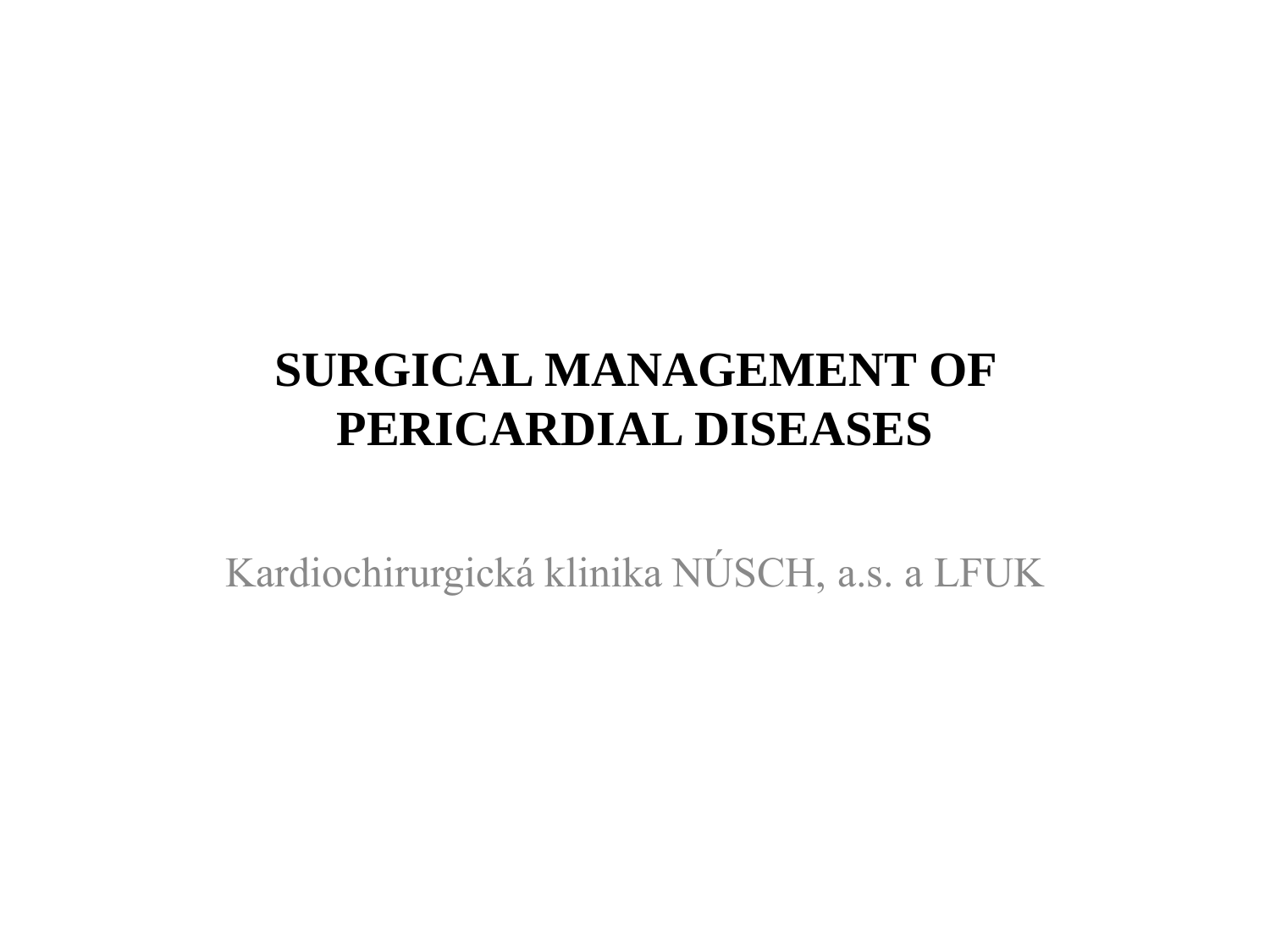# SURGICAL MANAGEMENT OF PERICARDIAL DISEASES

Kardiochirurgická klinika NÚSCH, a.s. a LFUK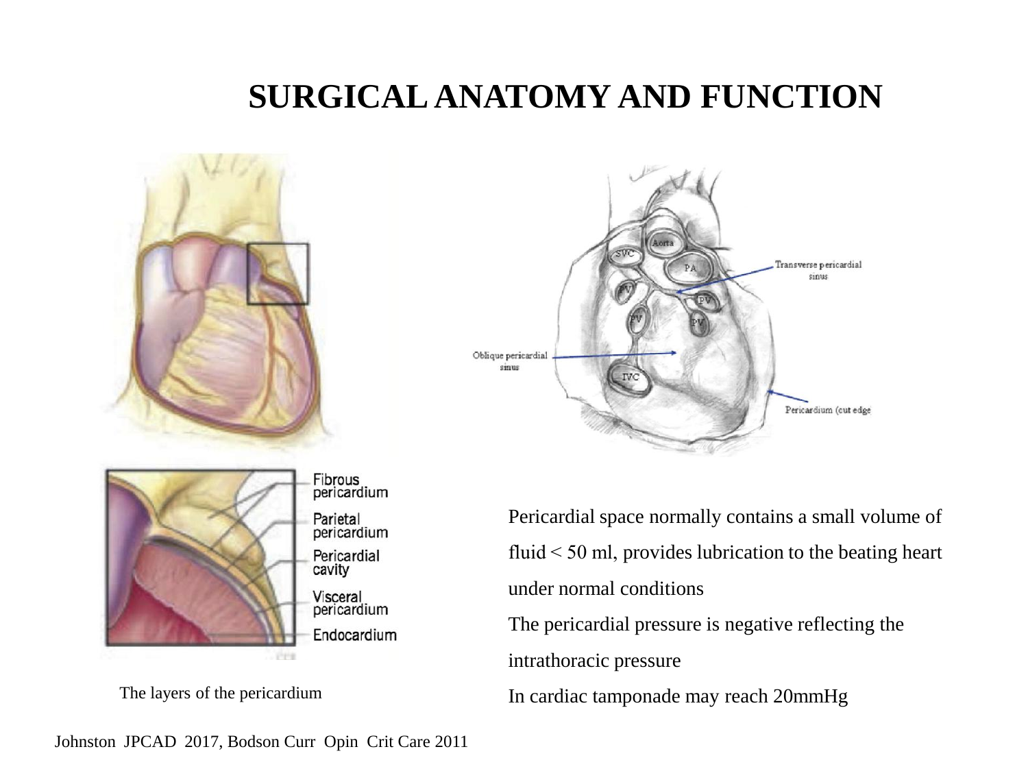# SURGICAL ANATOMY AND FUNCTION

Fibrous pericardium

Parietal pericardium

Pericardial cavity

Visceral pericardium

Endocardium

The layers of the pericardium

Aorta, SVC, PA, PV, PV, PV, PV, IVC

Transverse pericardial sinus

Oblique pericardial sinus

Pericardium (cut edge)

Pericardial space normally contains a small volume of fluid < 50 ml, provides lubrication to the beating heart under normal conditions

The pericardial pressure is negative reflecting the intrathoracic pressure

In cardiac tamponade may reach 20mmHg

Johnston JPCAD 2017, Bodson Curr Opin Crit Care 2011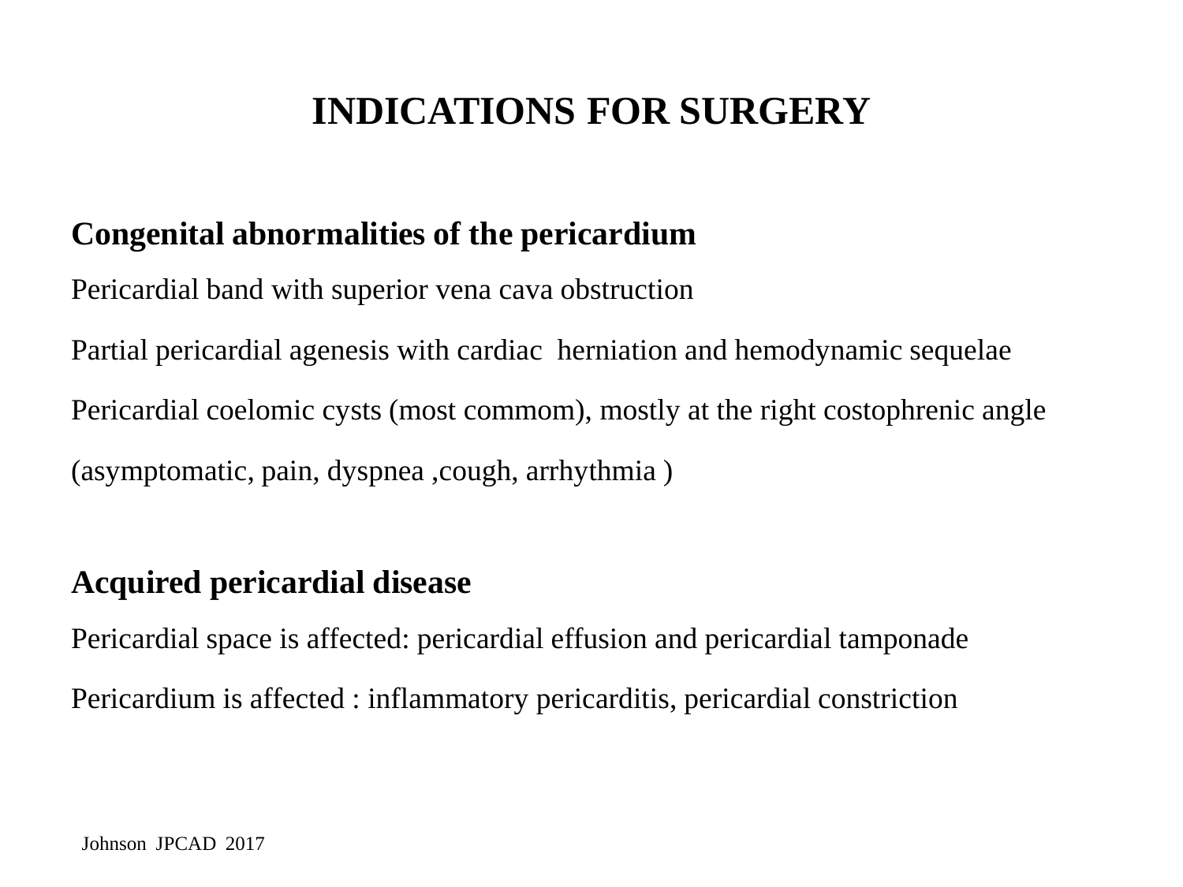# INDICATIONS FOR SURGERY

**Congenital abnormalities of the pericardium**

Pericardial band with superior vena cava obstruction

Partial pericardial agenesis with cardiac herniation and hemodynamic sequelae

Pericardial coelomic cysts (most commom), mostly at the right costophrenic angle

(asymptomatic, pain, dyspnea ,cough, arrhythmia )

**Acquired pericardial disease**

Pericardial space is affected: pericardial effusion and pericardial tamponade

Pericardium is affected : inflammatory pericarditis, pericardial constriction

Johnson JPCAD 2017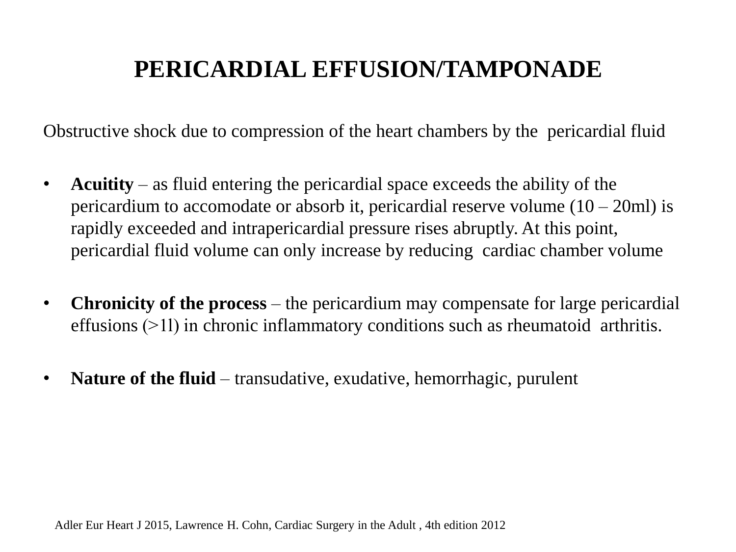# PERICARDIAL EFFUSION/TAMPONADE

Obstructive shock due to compression of the heart chambers by the pericardial fluid

- **Acuitity** – as fluid entering the pericardial space exceeds the ability of the pericardium to accomodate or absorb it, pericardial reserve volume (10 – 20ml) is rapidly exceeded and intrapericardial pressure rises abruptly. At this point, pericardial fluid volume can only increase by reducing cardiac chamber volume
- **Chronicity of the process** – the pericardium may compensate for large pericardial effusions (>1l) in chronic inflammatory conditions such as rheumatoid arthritis.
- **Nature of the fluid** – transudative, exudative, hemorrhagic, purulent

Adler Eur Heart J 2015, Lawrence H. Cohn, Cardiac Surgery in the Adult , 4th edition 2012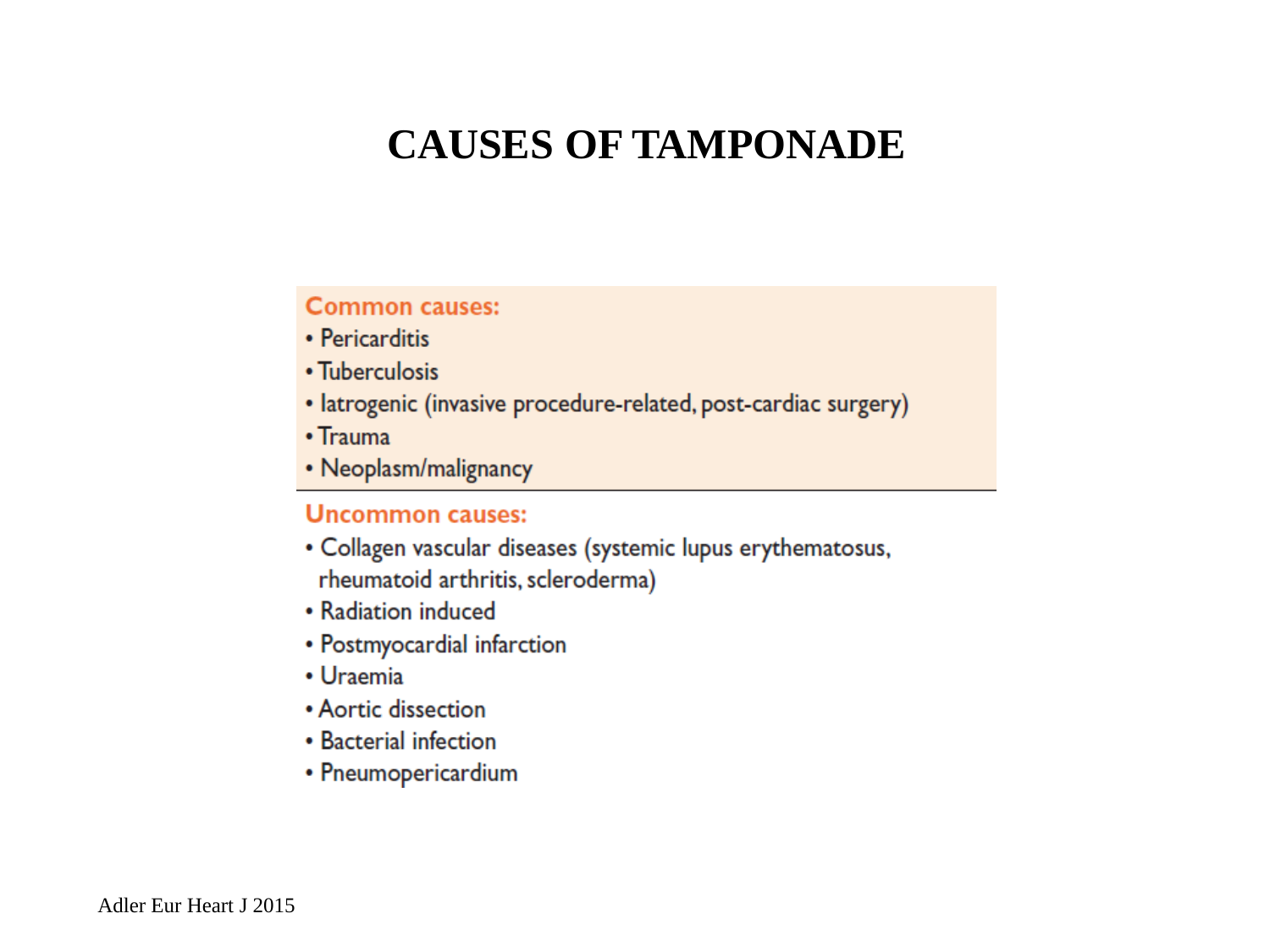# CAUSES OF TAMPONADE

**Common causes:**

- Pericarditis
- Tuberculosis
- Iatrogenic (invasive procedure-related, post-cardiac surgery)
- Trauma
- Neoplasm/malignancy

**Uncommon causes:**

- Collagen vascular diseases (systemic lupus erythematosus, rheumatoid arthritis, scleroderma)
- Radiation induced
- Postmyocardial infarction
- Uraemia
- Aortic dissection
- Bacterial infection
- Pneumopericardium

Adler Eur Heart J 2015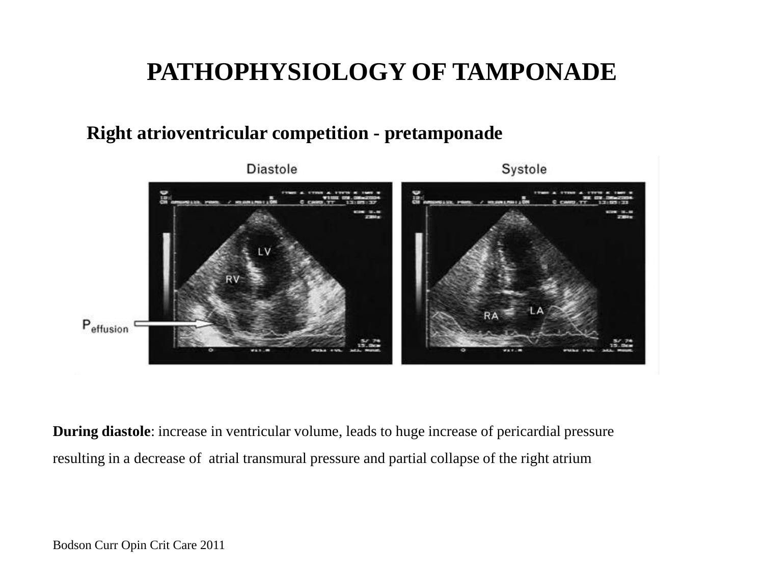# PATHOPHYSIOLOGY OF TAMPONADE

## Right atrioventricular competition - pretamponade

**During diastole**: increase in ventricular volume, leads to huge increase of pericardial pressure resulting in a decrease of atrial transmural pressure and partial collapse of the right atrium

Bodson Curr Opin Crit Care 2011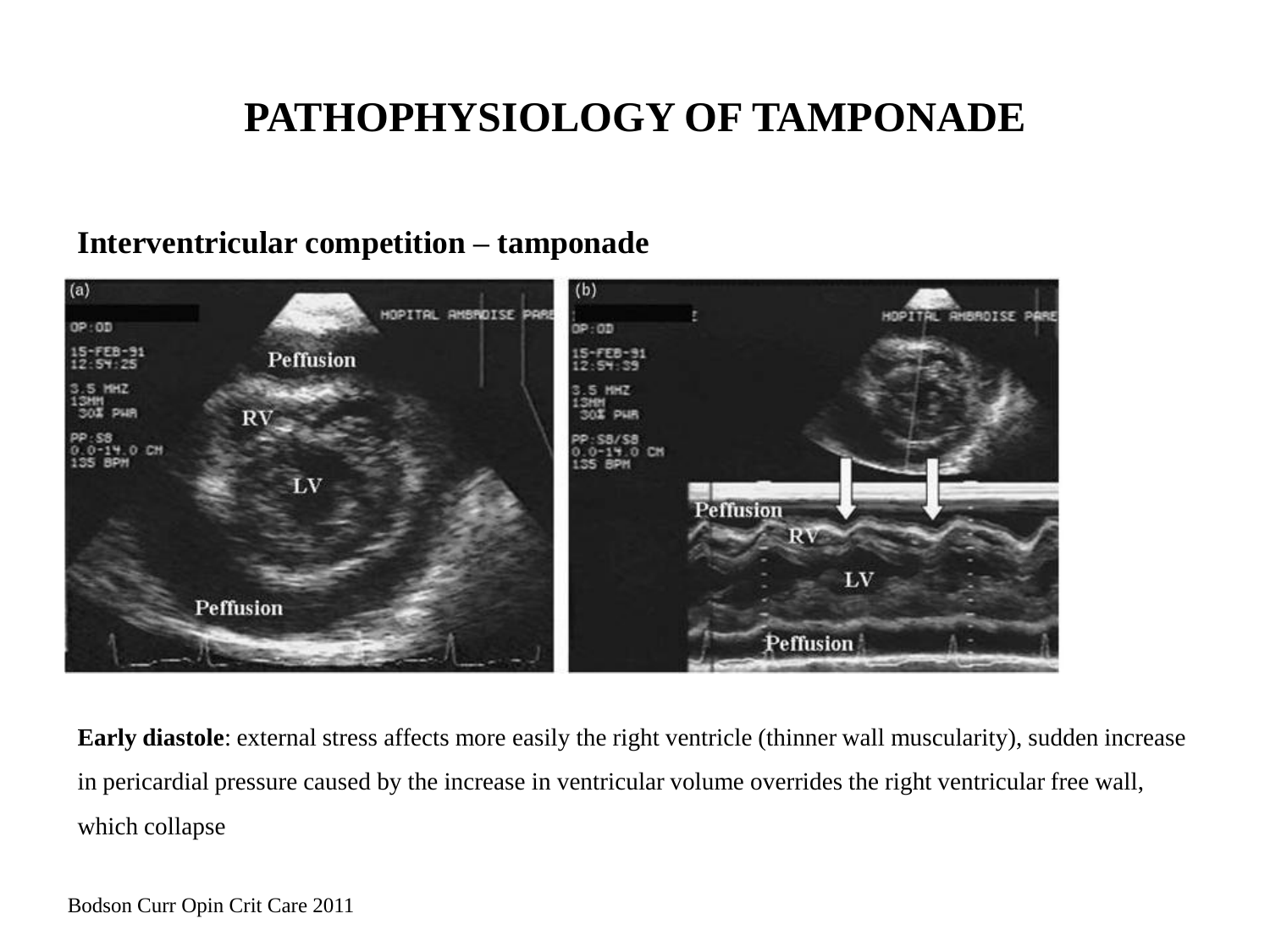# PATHOPHYSIOLOGY OF TAMPONADE

## Interventricular competition – tamponade

**Early diastole**: external stress affects more easily the right ventricle (thinner wall muscularity), sudden increase in pericardial pressure caused by the increase in ventricular volume overrides the right ventricular free wall, which collapse

Bodson Curr Opin Crit Care 2011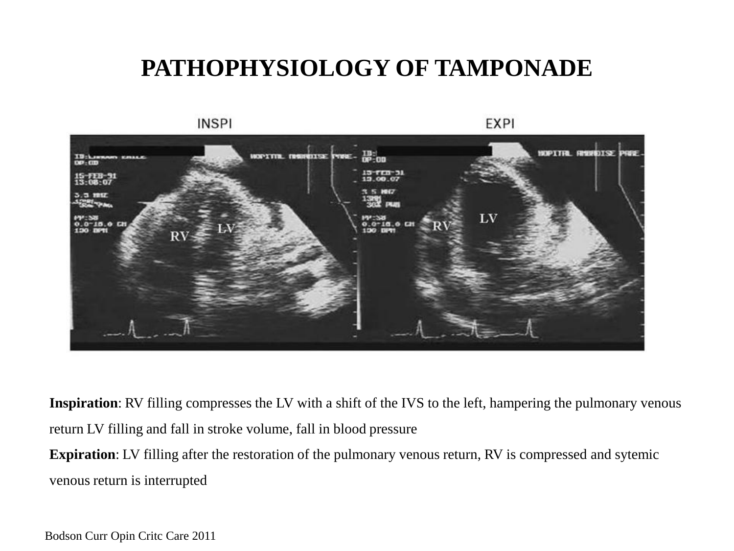# PATHOPHYSIOLOGY OF TAMPONADE

**Inspiration**: RV filling compresses the LV with a shift of the IVS to the left, hampering the pulmonary venous return LV filling and fall in stroke volume, fall in blood pressure

**Expiration**: LV filling after the restoration of the pulmonary venous return, RV is compressed and sytemic venous return is interrupted

Bodson Curr Opin Critc Care 2011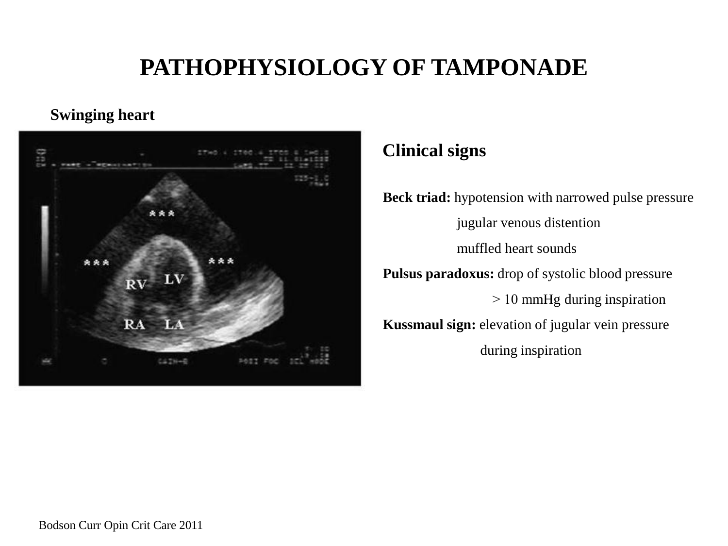# PATHOPHYSIOLOGY OF TAMPONADE

**Swinging heart**

## Clinical signs

**Beck triad:** hypotension with narrowed pulse pressure
jugular venous distention
muffled heart sounds

**Pulsus paradoxus:** drop of systolic blood pressure
> 10 mmHg during inspiration

**Kussmaul sign:** elevation of jugular vein pressure
during inspiration

Bodson Curr Opin Crit Care 2011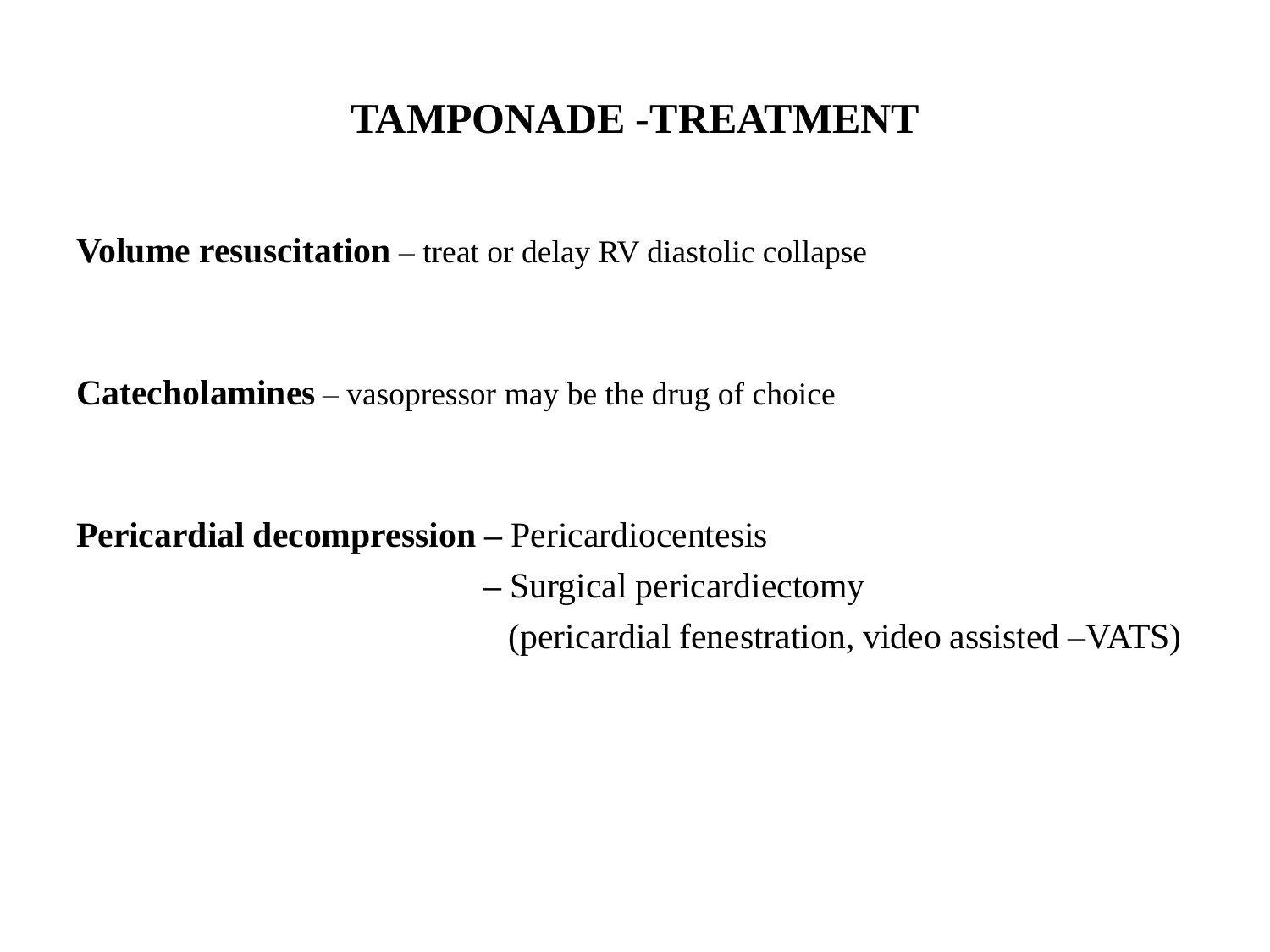# TAMPONADE -TREATMENT

**Volume resuscitation** – treat or delay RV diastolic collapse

**Catecholamines** – vasopressor may be the drug of choice

**Pericardial decompression –** Pericardiocentesis
**–** Surgical pericardiectomy
(pericardial fenestration, video assisted –VATS)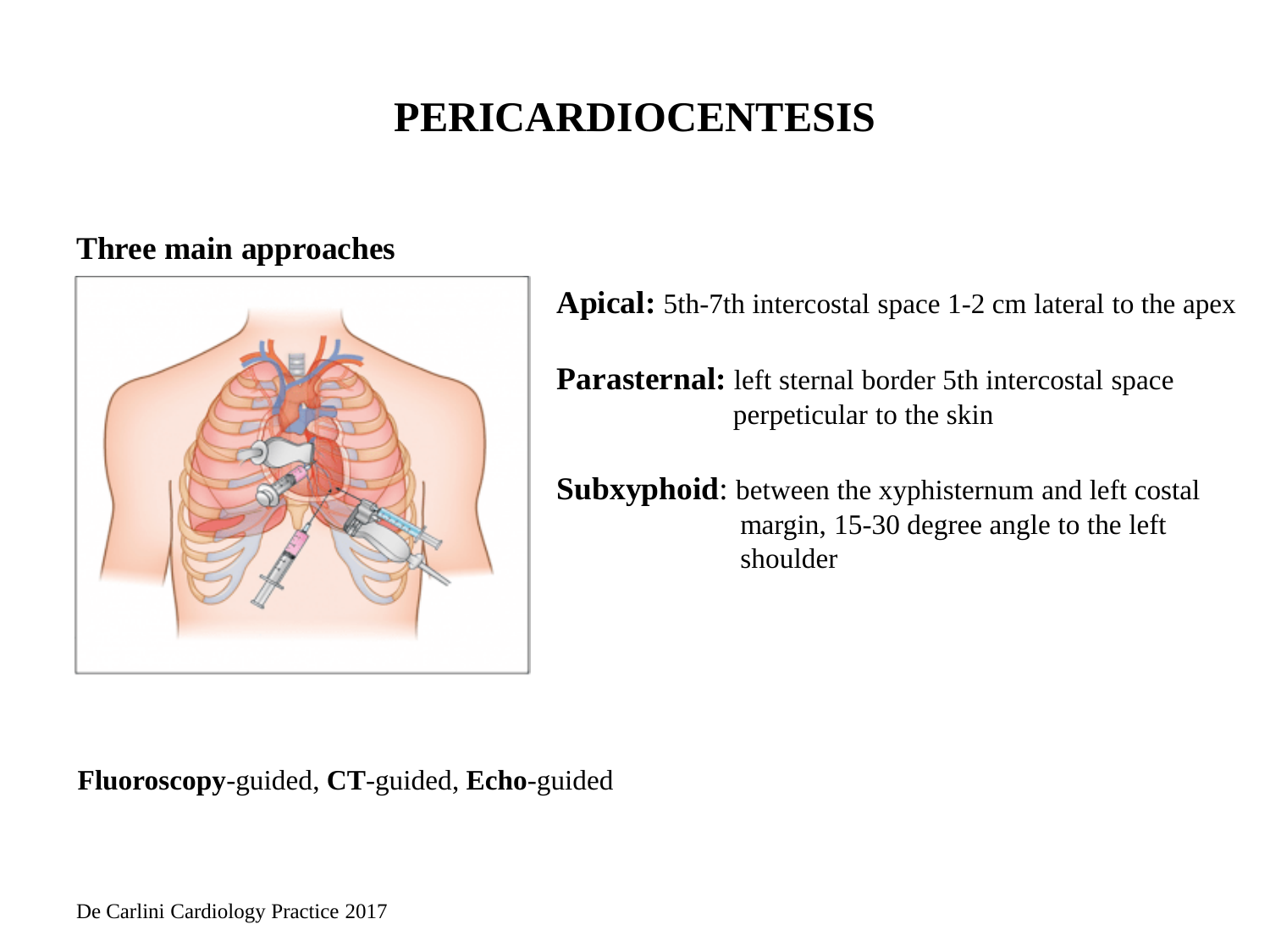# PERICARDIOCENTESIS

**Three main approaches**

**Apical:** 5th-7th intercostal space 1-2 cm lateral to the apex

**Parasternal:** left sternal border 5th intercostal space perpeticular to the skin

**Subxyphoid**: between the xyphisternum and left costal margin, 15-30 degree angle to the left shoulder

**Fluoroscopy**-guided, **CT**-guided, **Echo**-guided

De Carlini Cardiology Practice 2017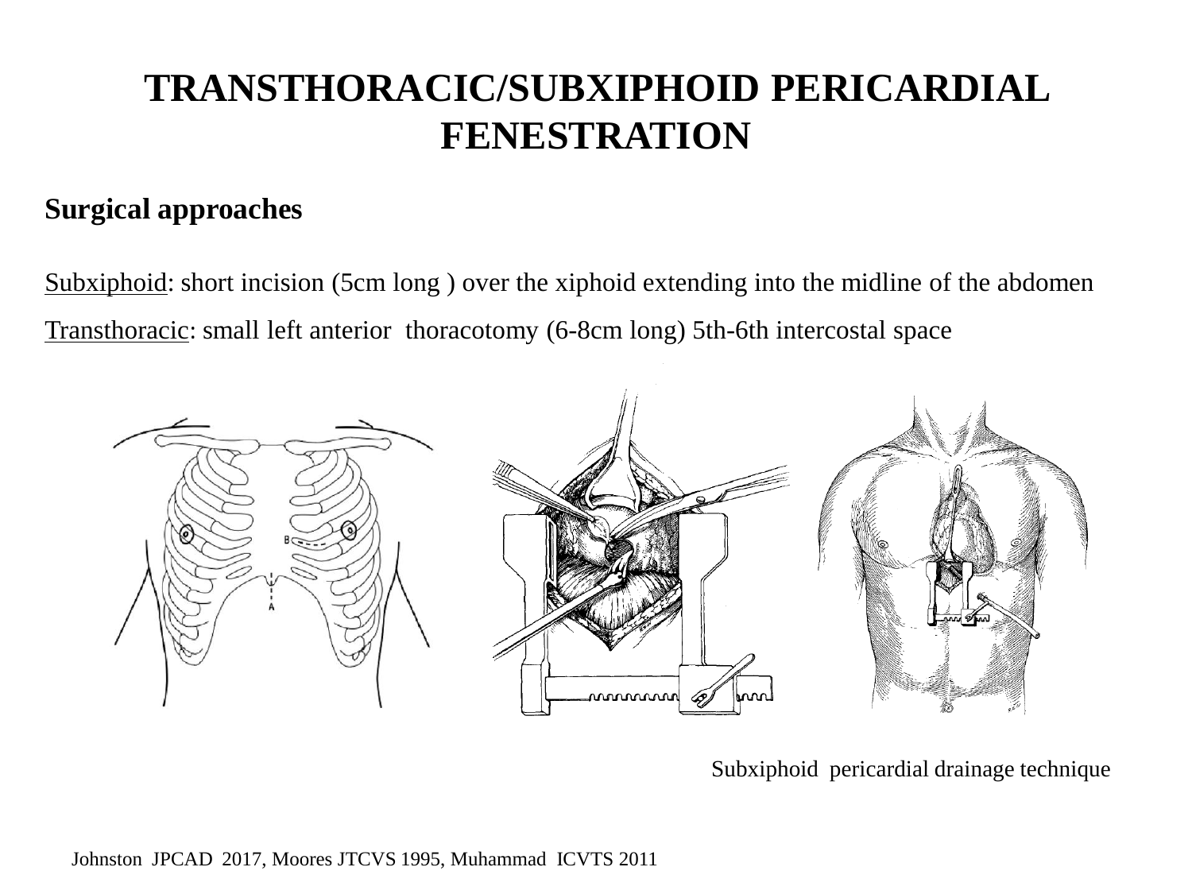# TRANSTHORACIC/SUBXIPHOID PERICARDIAL FENESTRATION

**Surgical approaches**

Subxiphoid: short incision (5cm long ) over the xiphoid extending into the midline of the abdomen

Transthoracic: small left anterior thoracotomy (6-8cm long) 5th-6th intercostal space

Subxiphoid pericardial drainage technique

Johnston JPCAD 2017, Moores JTCVS 1995, Muhammad ICVTS 2011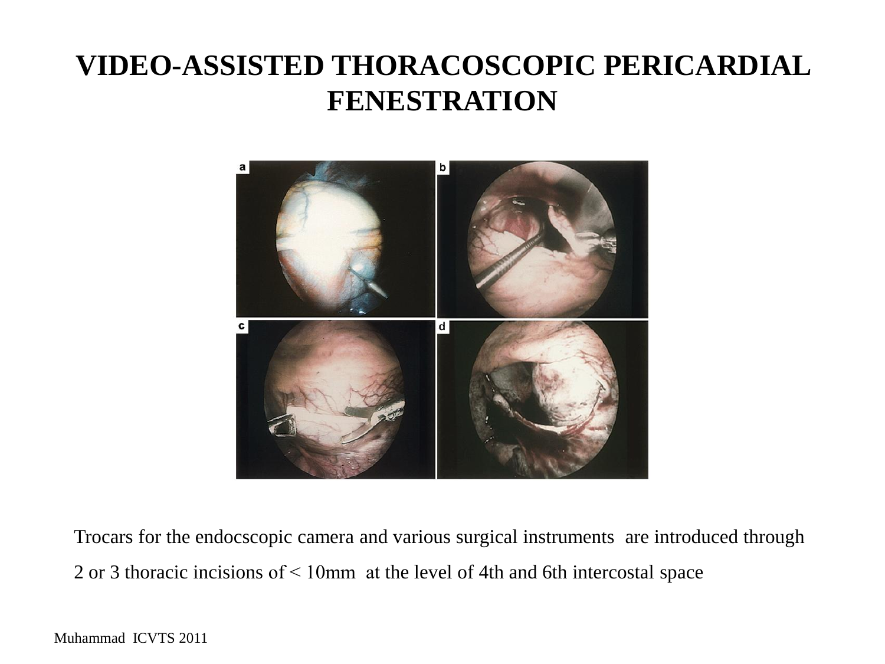# VIDEO-ASSISTED THORACOSCOPIC PERICARDIAL FENESTRATION

Trocars for the endocscopic camera and various surgical instruments are introduced through 2 or 3 thoracic incisions of < 10mm at the level of 4th and 6th intercostal space

Muhammad ICVTS 2011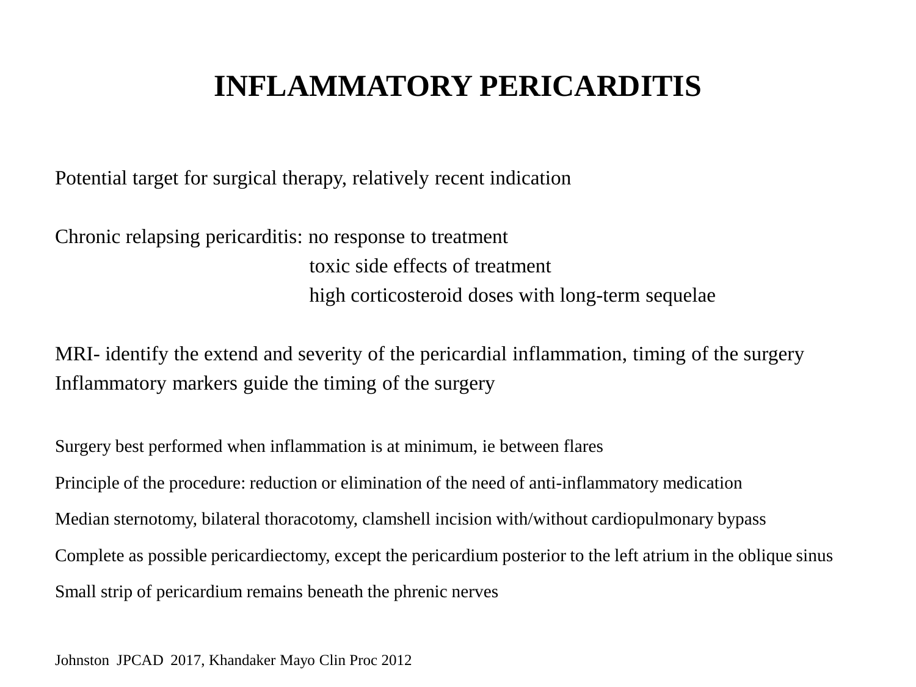# INFLAMMATORY PERICARDITIS

Potential target for surgical therapy, relatively recent indication

Chronic relapsing pericarditis: no response to treatment
toxic side effects of treatment
high corticosteroid doses with long-term sequelae

MRI- identify the extend and severity of the pericardial inflammation, timing of the surgery
Inflammatory markers guide the timing of the surgery

Surgery best performed when inflammation is at minimum, ie between flares

Principle of the procedure: reduction or elimination of the need of anti-inflammatory medication

Median sternotomy, bilateral thoracotomy, clamshell incision with/without cardiopulmonary bypass

Complete as possible pericardiectomy, except the pericardium posterior to the left atrium in the oblique sinus

Small strip of pericardium remains beneath the phrenic nerves

Johnston JPCAD 2017, Khandaker Mayo Clin Proc 2012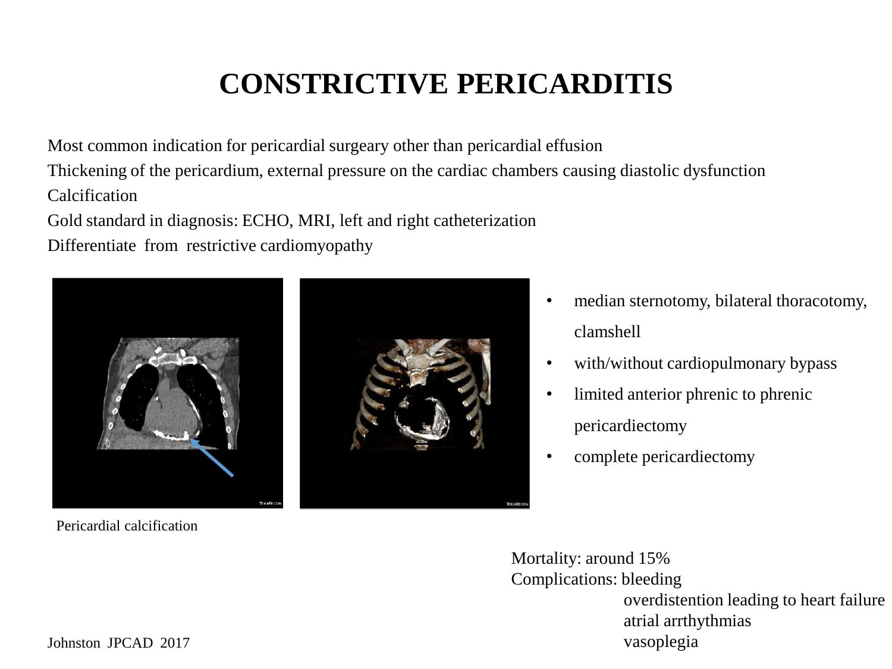# CONSTRICTIVE PERICARDITIS

Most common indication for pericardial surgeary other than pericardial effusion
Thickening of the pericardium, external pressure on the cardiac chambers causing diastolic dysfunction
Calcification
Gold standard in diagnosis: ECHO, MRI, left and right catheterization
Differentiate from restrictive cardiomyopathy

- median sternotomy, bilateral thoracotomy, clamshell
- with/without cardiopulmonary bypass
- limited anterior phrenic to phrenic pericardiectomy
- complete pericardiectomy

Pericardial calcification

Mortality: around 15%
Complications: bleeding
overdistention leading to heart failure
atrial arrthythmias
vasoplegia

Johnston JPCAD 2017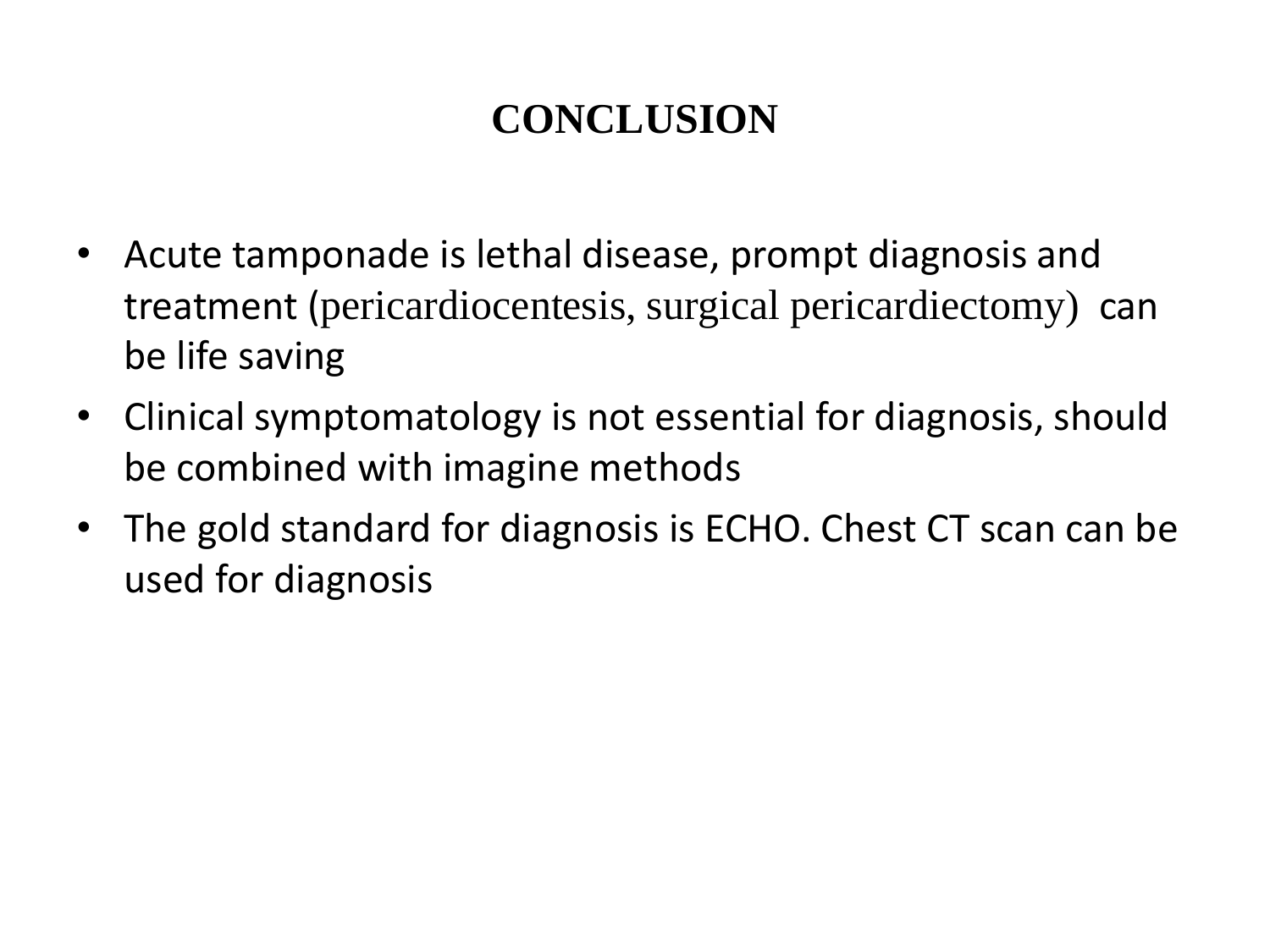# CONCLUSION

- Acute tamponade is lethal disease, prompt diagnosis and treatment (pericardiocentesis, surgical pericardiectomy) can be life saving
- Clinical symptomatology is not essential for diagnosis, should be combined with imagine methods
- The gold standard for diagnosis is ECHO. Chest CT scan can be used for diagnosis